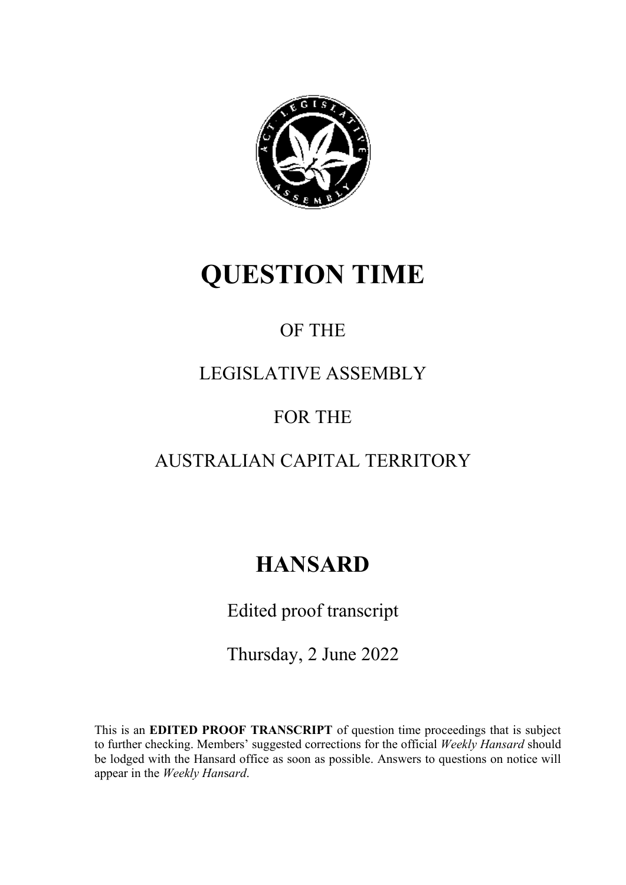# QUESTION TIME

OF THE

LEGISLATIVE ASSEMBLY

FOR THE

AUSTRALIAN CAPITAL TERRITORY

# HANSARD

Edited proof transcript

Thursday, 2 June 2022

This is an **EDITED PROOF TRANSCRIPT** of question time proceedings that is subject to further checking. Members' suggested corrections for the official *Weekly Hansard* should be lodged with the Hansard office as soon as possible. Answers to questions on notice will appear in the *Weekly Hansard*.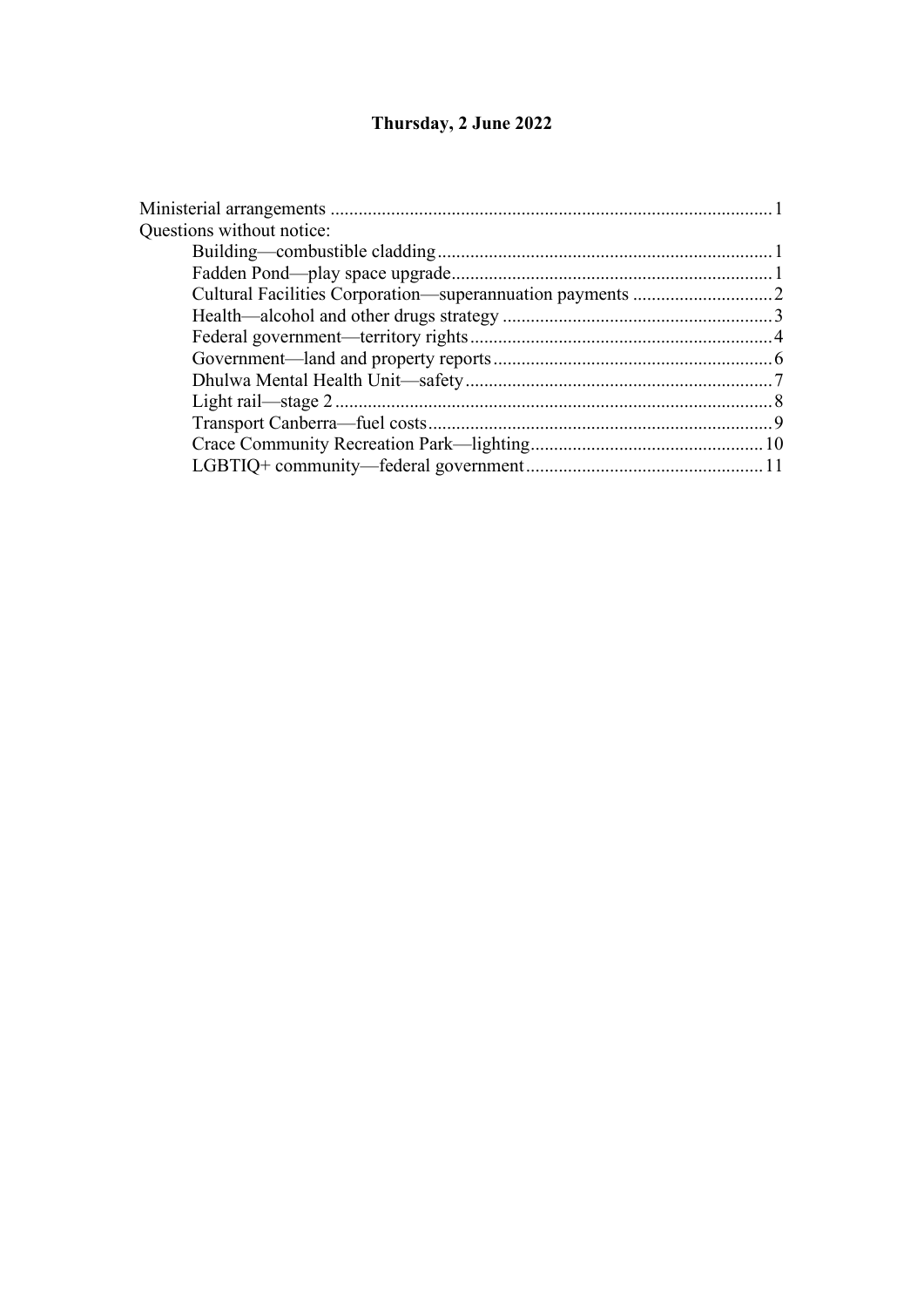**Thursday, 2 June 2022**

Ministerial arrangements ....................................................................................1

Questions without notice:

- Building—combustible cladding.......................................................................1
- Fadden Pond—play space upgrade....................................................................1
- Cultural Facilities Corporation—superannuation payments ..............................2
- Health—alcohol and other drugs strategy ..........................................................3
- Federal government—territory rights.................................................................4
- Government—land and property reports............................................................6
- Dhulwa Mental Health Unit—safety..................................................................7
- Light rail—stage 2 ...........................................................................................8
- Transport Canberra—fuel costs.........................................................................9
- Crace Community Recreation Park—lighting..................................................10
- LGBTIQ+ community—federal government..................................................11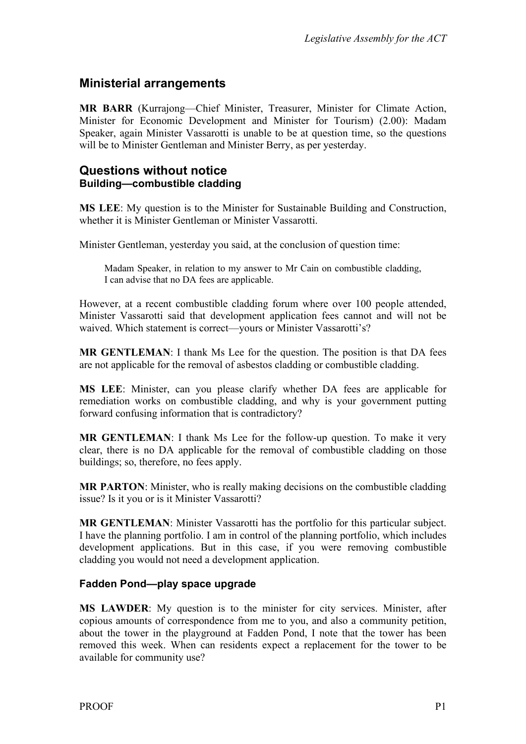## Ministerial arrangements

**MR BARR** (Kurrajong—Chief Minister, Treasurer, Minister for Climate Action, Minister for Economic Development and Minister for Tourism) (2.00): Madam Speaker, again Minister Vassarotti is unable to be at question time, so the questions will be to Minister Gentleman and Minister Berry, as per yesterday.

## Questions without notice
### Building—combustible cladding

**MS LEE**: My question is to the Minister for Sustainable Building and Construction, whether it is Minister Gentleman or Minister Vassarotti.

Minister Gentleman, yesterday you said, at the conclusion of question time:

> Madam Speaker, in relation to my answer to Mr Cain on combustible cladding, I can advise that no DA fees are applicable.

However, at a recent combustible cladding forum where over 100 people attended, Minister Vassarotti said that development application fees cannot and will not be waived. Which statement is correct—yours or Minister Vassarotti's?

**MR GENTLEMAN**: I thank Ms Lee for the question. The position is that DA fees are not applicable for the removal of asbestos cladding or combustible cladding.

**MS LEE**: Minister, can you please clarify whether DA fees are applicable for remediation works on combustible cladding, and why is your government putting forward confusing information that is contradictory?

**MR GENTLEMAN**: I thank Ms Lee for the follow-up question. To make it very clear, there is no DA applicable for the removal of combustible cladding on those buildings; so, therefore, no fees apply.

**MR PARTON**: Minister, who is really making decisions on the combustible cladding issue? Is it you or is it Minister Vassarotti?

**MR GENTLEMAN**: Minister Vassarotti has the portfolio for this particular subject. I have the planning portfolio. I am in control of the planning portfolio, which includes development applications. But in this case, if you were removing combustible cladding you would not need a development application.

### Fadden Pond—play space upgrade

**MS LAWDER**: My question is to the minister for city services. Minister, after copious amounts of correspondence from me to you, and also a community petition, about the tower in the playground at Fadden Pond, I note that the tower has been removed this week. When can residents expect a replacement for the tower to be available for community use?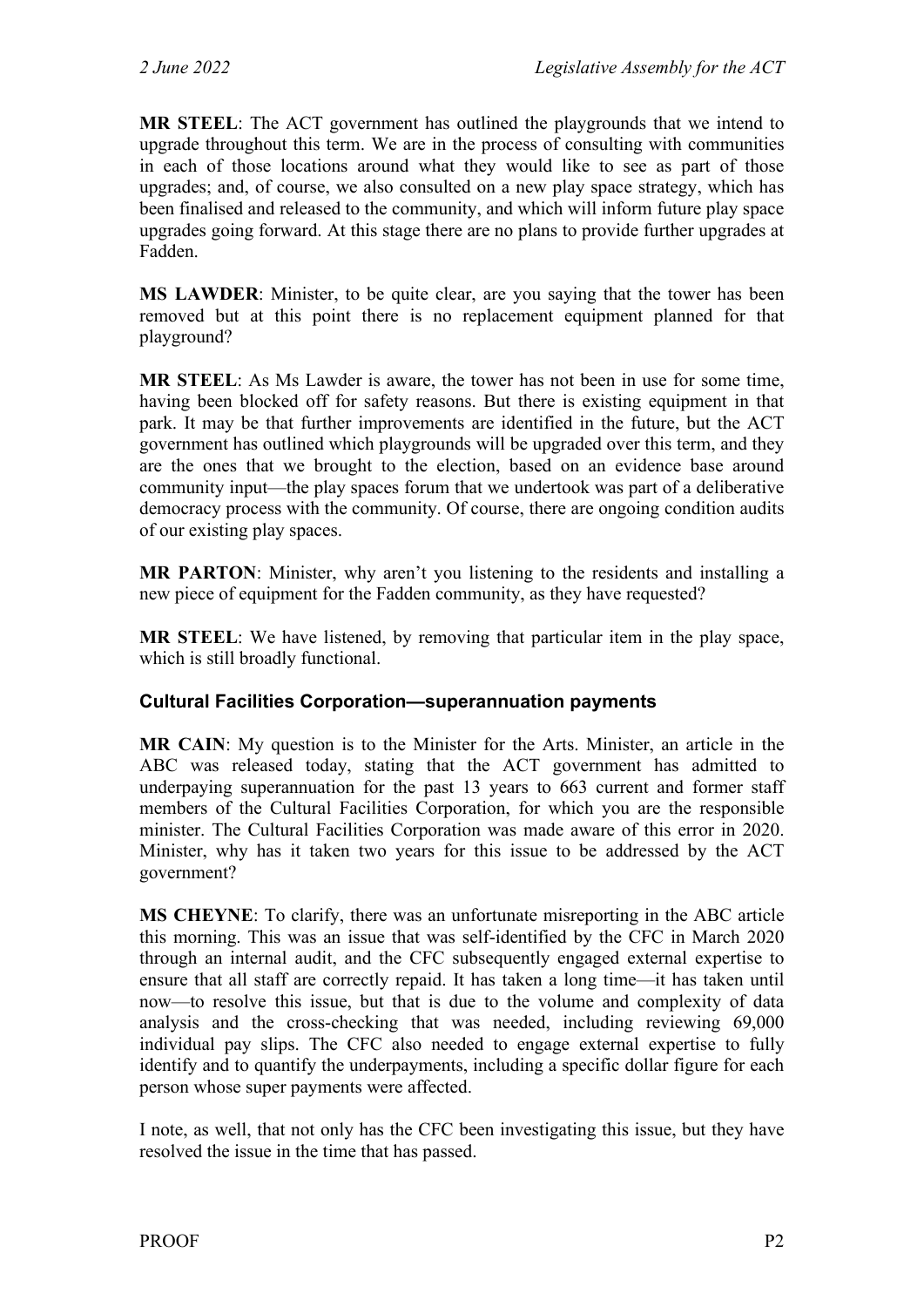**MR STEEL**: The ACT government has outlined the playgrounds that we intend to upgrade throughout this term. We are in the process of consulting with communities in each of those locations around what they would like to see as part of those upgrades; and, of course, we also consulted on a new play space strategy, which has been finalised and released to the community, and which will inform future play space upgrades going forward. At this stage there are no plans to provide further upgrades at Fadden.

**MS LAWDER**: Minister, to be quite clear, are you saying that the tower has been removed but at this point there is no replacement equipment planned for that playground?

**MR STEEL**: As Ms Lawder is aware, the tower has not been in use for some time, having been blocked off for safety reasons. But there is existing equipment in that park. It may be that further improvements are identified in the future, but the ACT government has outlined which playgrounds will be upgraded over this term, and they are the ones that we brought to the election, based on an evidence base around community input—the play spaces forum that we undertook was part of a deliberative democracy process with the community. Of course, there are ongoing condition audits of our existing play spaces.

**MR PARTON**: Minister, why aren't you listening to the residents and installing a new piece of equipment for the Fadden community, as they have requested?

**MR STEEL**: We have listened, by removing that particular item in the play space, which is still broadly functional.

### Cultural Facilities Corporation—superannuation payments

**MR CAIN**: My question is to the Minister for the Arts. Minister, an article in the ABC was released today, stating that the ACT government has admitted to underpaying superannuation for the past 13 years to 663 current and former staff members of the Cultural Facilities Corporation, for which you are the responsible minister. The Cultural Facilities Corporation was made aware of this error in 2020. Minister, why has it taken two years for this issue to be addressed by the ACT government?

**MS CHEYNE**: To clarify, there was an unfortunate misreporting in the ABC article this morning. This was an issue that was self-identified by the CFC in March 2020 through an internal audit, and the CFC subsequently engaged external expertise to ensure that all staff are correctly repaid. It has taken a long time—it has taken until now—to resolve this issue, but that is due to the volume and complexity of data analysis and the cross-checking that was needed, including reviewing 69,000 individual pay slips. The CFC also needed to engage external expertise to fully identify and to quantify the underpayments, including a specific dollar figure for each person whose super payments were affected.

I note, as well, that not only has the CFC been investigating this issue, but they have resolved the issue in the time that has passed.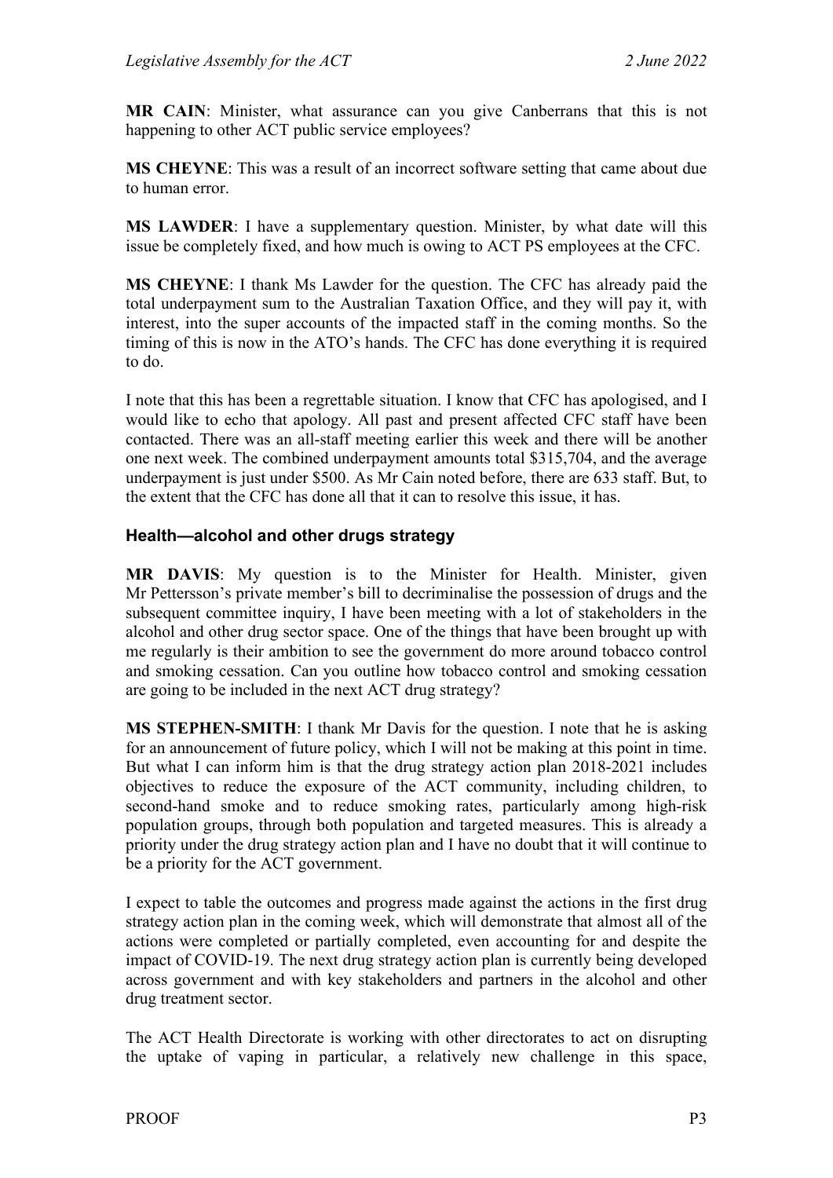**MR CAIN**: Minister, what assurance can you give Canberrans that this is not happening to other ACT public service employees?

**MS CHEYNE**: This was a result of an incorrect software setting that came about due to human error.

**MS LAWDER**: I have a supplementary question. Minister, by what date will this issue be completely fixed, and how much is owing to ACT PS employees at the CFC.

**MS CHEYNE**: I thank Ms Lawder for the question. The CFC has already paid the total underpayment sum to the Australian Taxation Office, and they will pay it, with interest, into the super accounts of the impacted staff in the coming months. So the timing of this is now in the ATO's hands. The CFC has done everything it is required to do.

I note that this has been a regrettable situation. I know that CFC has apologised, and I would like to echo that apology. All past and present affected CFC staff have been contacted. There was an all-staff meeting earlier this week and there will be another one next week. The combined underpayment amounts total $315,704, and the average underpayment is just under $500. As Mr Cain noted before, there are 633 staff. But, to the extent that the CFC has done all that it can to resolve this issue, it has.

### Health—alcohol and other drugs strategy

**MR DAVIS**: My question is to the Minister for Health. Minister, given Mr Pettersson's private member's bill to decriminalise the possession of drugs and the subsequent committee inquiry, I have been meeting with a lot of stakeholders in the alcohol and other drug sector space. One of the things that have been brought up with me regularly is their ambition to see the government do more around tobacco control and smoking cessation. Can you outline how tobacco control and smoking cessation are going to be included in the next ACT drug strategy?

**MS STEPHEN-SMITH**: I thank Mr Davis for the question. I note that he is asking for an announcement of future policy, which I will not be making at this point in time. But what I can inform him is that the drug strategy action plan 2018-2021 includes objectives to reduce the exposure of the ACT community, including children, to second-hand smoke and to reduce smoking rates, particularly among high-risk population groups, through both population and targeted measures. This is already a priority under the drug strategy action plan and I have no doubt that it will continue to be a priority for the ACT government.

I expect to table the outcomes and progress made against the actions in the first drug strategy action plan in the coming week, which will demonstrate that almost all of the actions were completed or partially completed, even accounting for and despite the impact of COVID-19. The next drug strategy action plan is currently being developed across government and with key stakeholders and partners in the alcohol and other drug treatment sector.

The ACT Health Directorate is working with other directorates to act on disrupting the uptake of vaping in particular, a relatively new challenge in this space,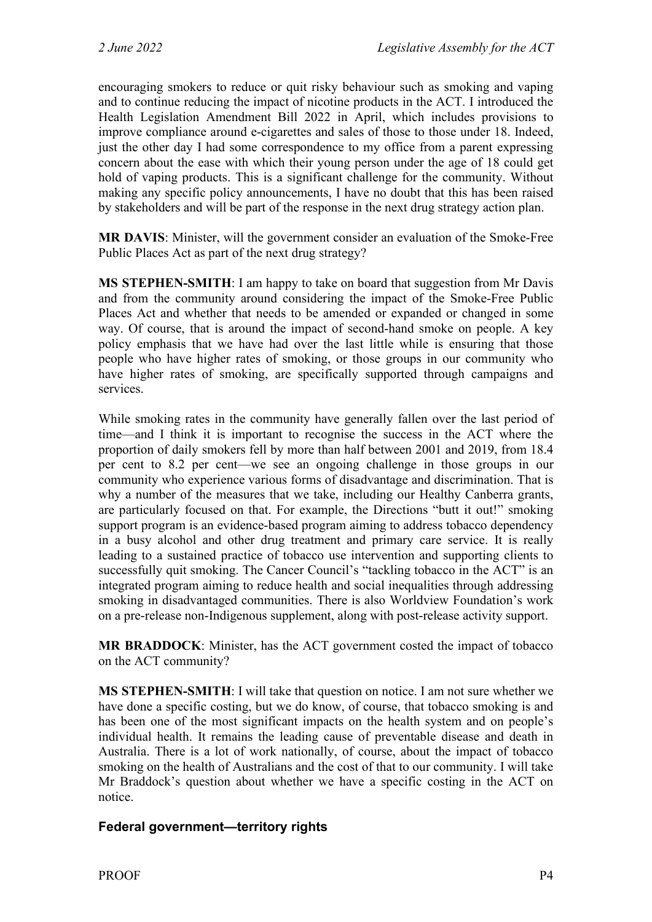encouraging smokers to reduce or quit risky behaviour such as smoking and vaping and to continue reducing the impact of nicotine products in the ACT. I introduced the Health Legislation Amendment Bill 2022 in April, which includes provisions to improve compliance around e-cigarettes and sales of those to those under 18. Indeed, just the other day I had some correspondence to my office from a parent expressing concern about the ease with which their young person under the age of 18 could get hold of vaping products. This is a significant challenge for the community. Without making any specific policy announcements, I have no doubt that this has been raised by stakeholders and will be part of the response in the next drug strategy action plan.

**MR DAVIS**: Minister, will the government consider an evaluation of the Smoke-Free Public Places Act as part of the next drug strategy?

**MS STEPHEN-SMITH**: I am happy to take on board that suggestion from Mr Davis and from the community around considering the impact of the Smoke-Free Public Places Act and whether that needs to be amended or expanded or changed in some way. Of course, that is around the impact of second-hand smoke on people. A key policy emphasis that we have had over the last little while is ensuring that those people who have higher rates of smoking, or those groups in our community who have higher rates of smoking, are specifically supported through campaigns and services.

While smoking rates in the community have generally fallen over the last period of time—and I think it is important to recognise the success in the ACT where the proportion of daily smokers fell by more than half between 2001 and 2019, from 18.4 per cent to 8.2 per cent—we see an ongoing challenge in those groups in our community who experience various forms of disadvantage and discrimination. That is why a number of the measures that we take, including our Healthy Canberra grants, are particularly focused on that. For example, the Directions "butt it out!" smoking support program is an evidence-based program aiming to address tobacco dependency in a busy alcohol and other drug treatment and primary care service. It is really leading to a sustained practice of tobacco use intervention and supporting clients to successfully quit smoking. The Cancer Council's "tackling tobacco in the ACT" is an integrated program aiming to reduce health and social inequalities through addressing smoking in disadvantaged communities. There is also Worldview Foundation's work on a pre-release non-Indigenous supplement, along with post-release activity support.

**MR BRADDOCK**: Minister, has the ACT government costed the impact of tobacco on the ACT community?

**MS STEPHEN-SMITH**: I will take that question on notice. I am not sure whether we have done a specific costing, but we do know, of course, that tobacco smoking is and has been one of the most significant impacts on the health system and on people's individual health. It remains the leading cause of preventable disease and death in Australia. There is a lot of work nationally, of course, about the impact of tobacco smoking on the health of Australians and the cost of that to our community. I will take Mr Braddock's question about whether we have a specific costing in the ACT on notice.

## Federal government—territory rights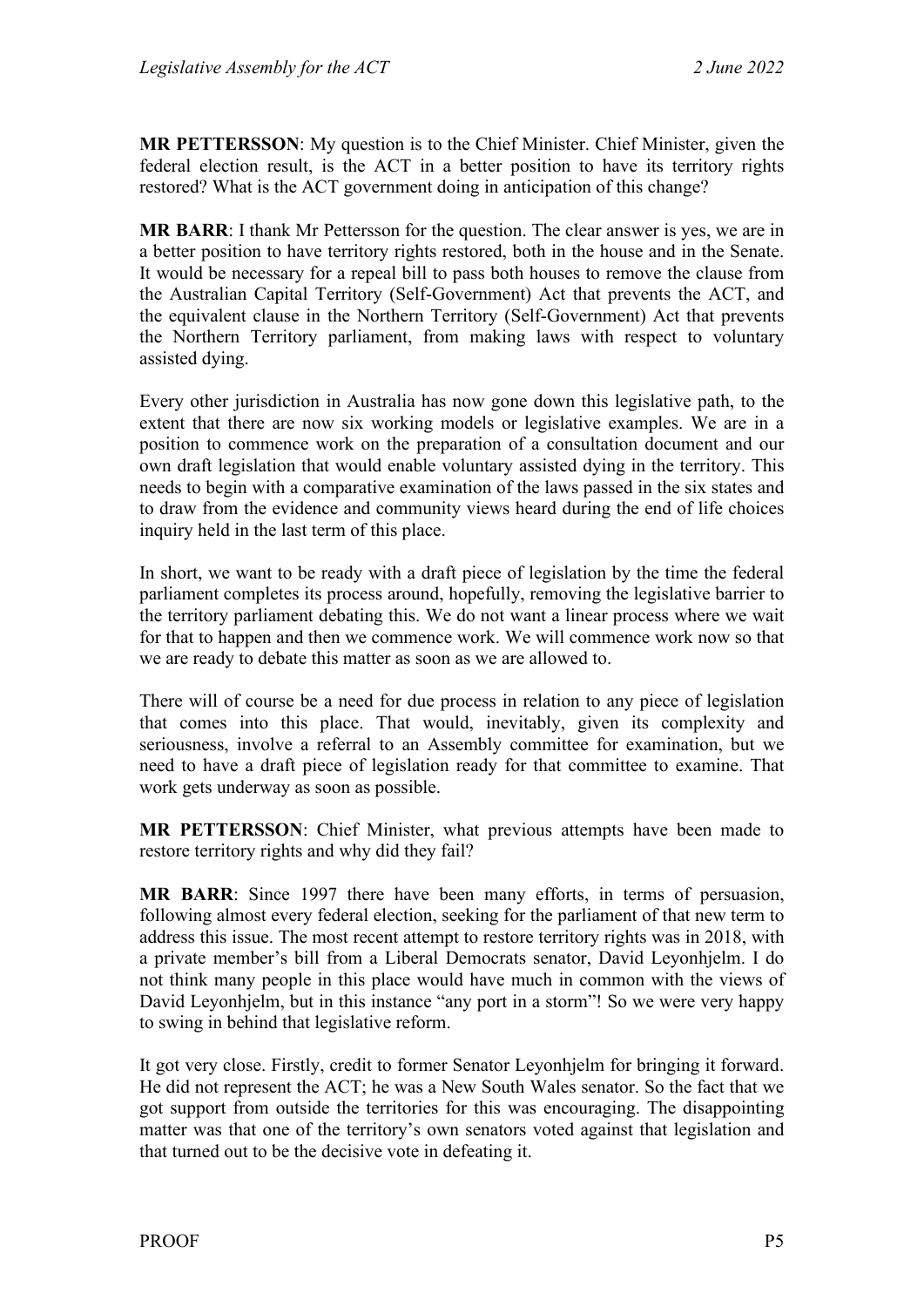**MR PETTERSSON**: My question is to the Chief Minister. Chief Minister, given the federal election result, is the ACT in a better position to have its territory rights restored? What is the ACT government doing in anticipation of this change?

**MR BARR**: I thank Mr Pettersson for the question. The clear answer is yes, we are in a better position to have territory rights restored, both in the house and in the Senate. It would be necessary for a repeal bill to pass both houses to remove the clause from the Australian Capital Territory (Self-Government) Act that prevents the ACT, and the equivalent clause in the Northern Territory (Self-Government) Act that prevents the Northern Territory parliament, from making laws with respect to voluntary assisted dying.

Every other jurisdiction in Australia has now gone down this legislative path, to the extent that there are now six working models or legislative examples. We are in a position to commence work on the preparation of a consultation document and our own draft legislation that would enable voluntary assisted dying in the territory. This needs to begin with a comparative examination of the laws passed in the six states and to draw from the evidence and community views heard during the end of life choices inquiry held in the last term of this place.

In short, we want to be ready with a draft piece of legislation by the time the federal parliament completes its process around, hopefully, removing the legislative barrier to the territory parliament debating this. We do not want a linear process where we wait for that to happen and then we commence work. We will commence work now so that we are ready to debate this matter as soon as we are allowed to.

There will of course be a need for due process in relation to any piece of legislation that comes into this place. That would, inevitably, given its complexity and seriousness, involve a referral to an Assembly committee for examination, but we need to have a draft piece of legislation ready for that committee to examine. That work gets underway as soon as possible.

**MR PETTERSSON**: Chief Minister, what previous attempts have been made to restore territory rights and why did they fail?

**MR BARR**: Since 1997 there have been many efforts, in terms of persuasion, following almost every federal election, seeking for the parliament of that new term to address this issue. The most recent attempt to restore territory rights was in 2018, with a private member's bill from a Liberal Democrats senator, David Leyonhjelm. I do not think many people in this place would have much in common with the views of David Leyonhjelm, but in this instance "any port in a storm"! So we were very happy to swing in behind that legislative reform.

It got very close. Firstly, credit to former Senator Leyonhjelm for bringing it forward. He did not represent the ACT; he was a New South Wales senator. So the fact that we got support from outside the territories for this was encouraging. The disappointing matter was that one of the territory's own senators voted against that legislation and that turned out to be the decisive vote in defeating it.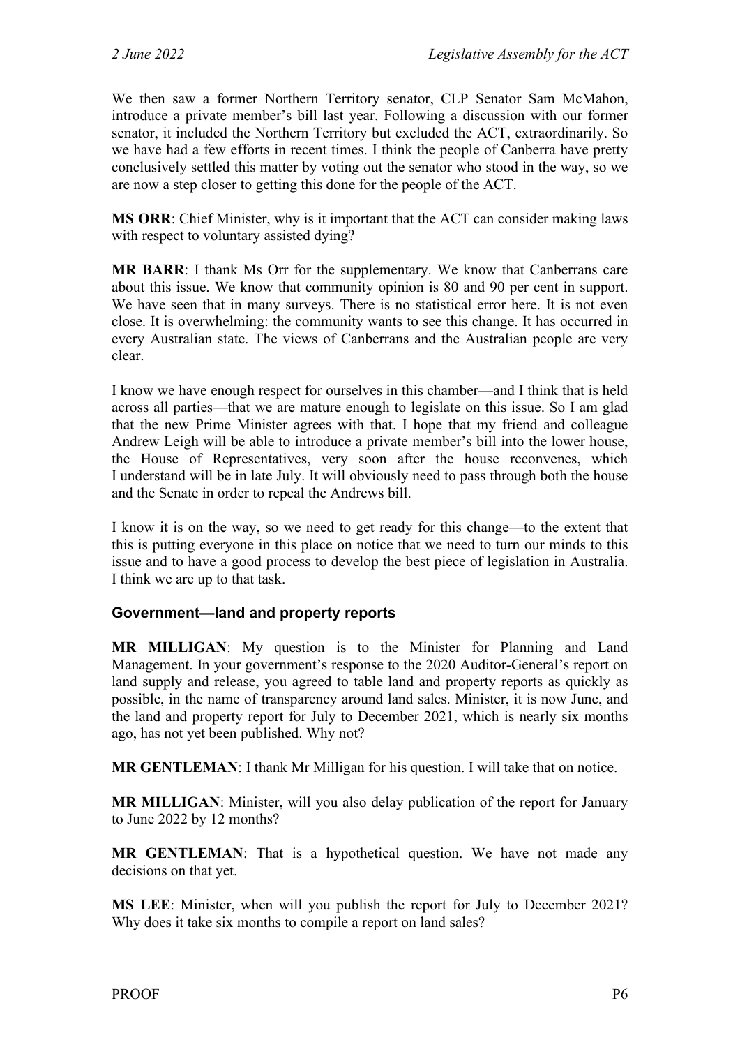We then saw a former Northern Territory senator, CLP Senator Sam McMahon, introduce a private member's bill last year. Following a discussion with our former senator, it included the Northern Territory but excluded the ACT, extraordinarily. So we have had a few efforts in recent times. I think the people of Canberra have pretty conclusively settled this matter by voting out the senator who stood in the way, so we are now a step closer to getting this done for the people of the ACT.

**MS ORR**: Chief Minister, why is it important that the ACT can consider making laws with respect to voluntary assisted dying?

**MR BARR**: I thank Ms Orr for the supplementary. We know that Canberrans care about this issue. We know that community opinion is 80 and 90 per cent in support. We have seen that in many surveys. There is no statistical error here. It is not even close. It is overwhelming: the community wants to see this change. It has occurred in every Australian state. The views of Canberrans and the Australian people are very clear.

I know we have enough respect for ourselves in this chamber—and I think that is held across all parties—that we are mature enough to legislate on this issue. So I am glad that the new Prime Minister agrees with that. I hope that my friend and colleague Andrew Leigh will be able to introduce a private member's bill into the lower house, the House of Representatives, very soon after the house reconvenes, which I understand will be in late July. It will obviously need to pass through both the house and the Senate in order to repeal the Andrews bill.

I know it is on the way, so we need to get ready for this change—to the extent that this is putting everyone in this place on notice that we need to turn our minds to this issue and to have a good process to develop the best piece of legislation in Australia. I think we are up to that task.

### Government—land and property reports

**MR MILLIGAN**: My question is to the Minister for Planning and Land Management. In your government's response to the 2020 Auditor-General's report on land supply and release, you agreed to table land and property reports as quickly as possible, in the name of transparency around land sales. Minister, it is now June, and the land and property report for July to December 2021, which is nearly six months ago, has not yet been published. Why not?

**MR GENTLEMAN**: I thank Mr Milligan for his question. I will take that on notice.

**MR MILLIGAN**: Minister, will you also delay publication of the report for January to June 2022 by 12 months?

**MR GENTLEMAN**: That is a hypothetical question. We have not made any decisions on that yet.

**MS LEE**: Minister, when will you publish the report for July to December 2021? Why does it take six months to compile a report on land sales?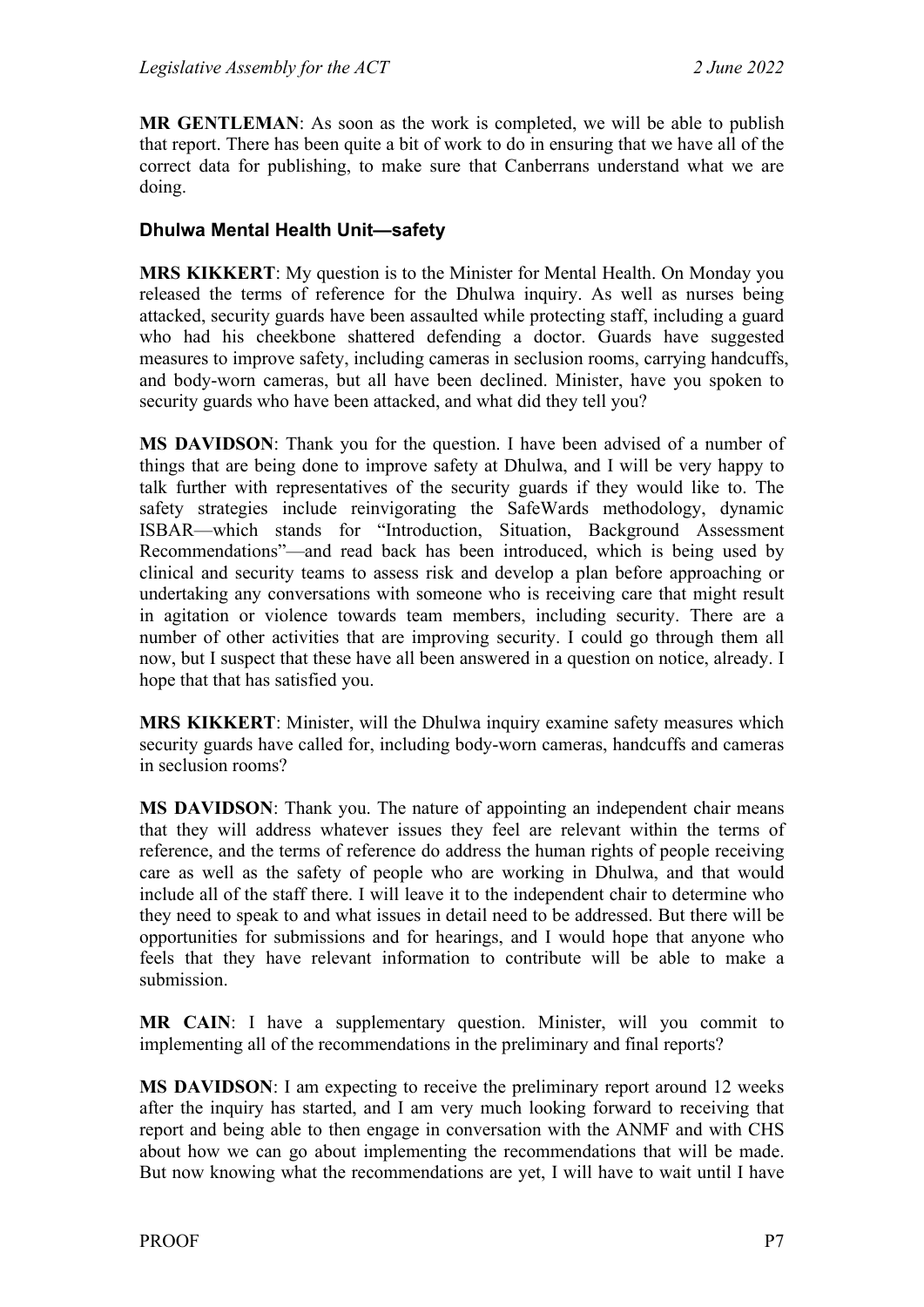**MR GENTLEMAN**: As soon as the work is completed, we will be able to publish that report. There has been quite a bit of work to do in ensuring that we have all of the correct data for publishing, to make sure that Canberrans understand what we are doing.

### Dhulwa Mental Health Unit—safety

**MRS KIKKERT**: My question is to the Minister for Mental Health. On Monday you released the terms of reference for the Dhulwa inquiry. As well as nurses being attacked, security guards have been assaulted while protecting staff, including a guard who had his cheekbone shattered defending a doctor. Guards have suggested measures to improve safety, including cameras in seclusion rooms, carrying handcuffs, and body-worn cameras, but all have been declined. Minister, have you spoken to security guards who have been attacked, and what did they tell you?

**MS DAVIDSON**: Thank you for the question. I have been advised of a number of things that are being done to improve safety at Dhulwa, and I will be very happy to talk further with representatives of the security guards if they would like to. The safety strategies include reinvigorating the SafeWards methodology, dynamic ISBAR—which stands for "Introduction, Situation, Background Assessment Recommendations"—and read back has been introduced, which is being used by clinical and security teams to assess risk and develop a plan before approaching or undertaking any conversations with someone who is receiving care that might result in agitation or violence towards team members, including security. There are a number of other activities that are improving security. I could go through them all now, but I suspect that these have all been answered in a question on notice, already. I hope that that has satisfied you.

**MRS KIKKERT**: Minister, will the Dhulwa inquiry examine safety measures which security guards have called for, including body-worn cameras, handcuffs and cameras in seclusion rooms?

**MS DAVIDSON**: Thank you. The nature of appointing an independent chair means that they will address whatever issues they feel are relevant within the terms of reference, and the terms of reference do address the human rights of people receiving care as well as the safety of people who are working in Dhulwa, and that would include all of the staff there. I will leave it to the independent chair to determine who they need to speak to and what issues in detail need to be addressed. But there will be opportunities for submissions and for hearings, and I would hope that anyone who feels that they have relevant information to contribute will be able to make a submission.

**MR CAIN**: I have a supplementary question. Minister, will you commit to implementing all of the recommendations in the preliminary and final reports?

**MS DAVIDSON**: I am expecting to receive the preliminary report around 12 weeks after the inquiry has started, and I am very much looking forward to receiving that report and being able to then engage in conversation with the ANMF and with CHS about how we can go about implementing the recommendations that will be made. But now knowing what the recommendations are yet, I will have to wait until I have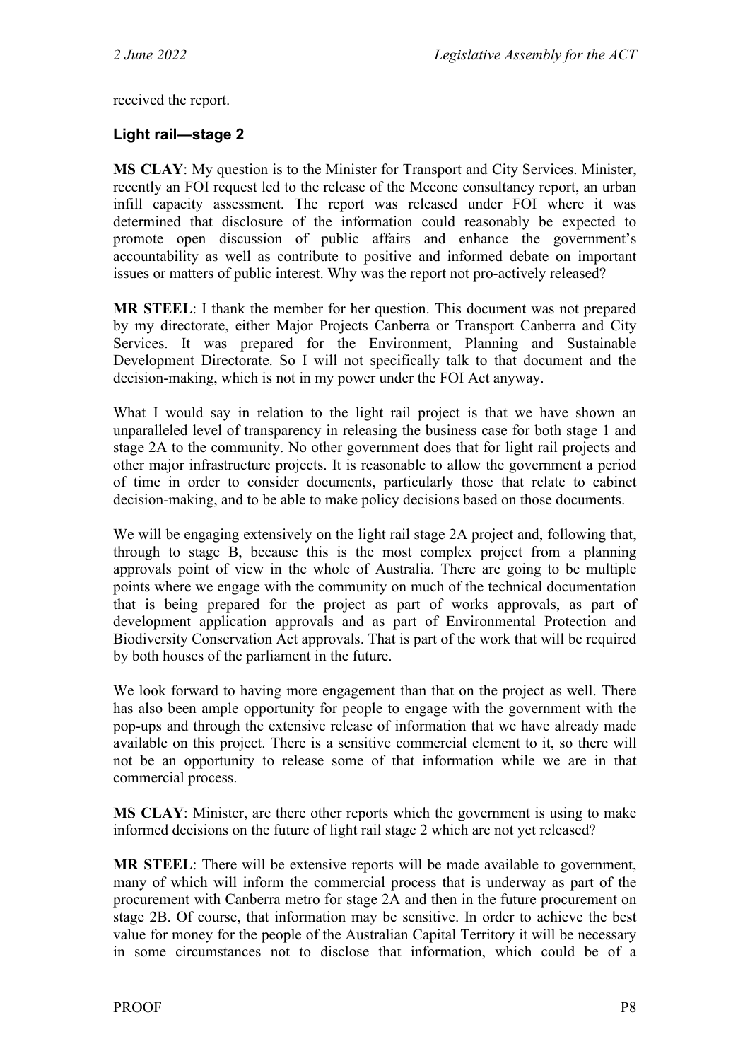received the report.

### Light rail—stage 2

**MS CLAY**: My question is to the Minister for Transport and City Services. Minister, recently an FOI request led to the release of the Mecone consultancy report, an urban infill capacity assessment. The report was released under FOI where it was determined that disclosure of the information could reasonably be expected to promote open discussion of public affairs and enhance the government's accountability as well as contribute to positive and informed debate on important issues or matters of public interest. Why was the report not pro-actively released?

**MR STEEL**: I thank the member for her question. This document was not prepared by my directorate, either Major Projects Canberra or Transport Canberra and City Services. It was prepared for the Environment, Planning and Sustainable Development Directorate. So I will not specifically talk to that document and the decision-making, which is not in my power under the FOI Act anyway.

What I would say in relation to the light rail project is that we have shown an unparalleled level of transparency in releasing the business case for both stage 1 and stage 2A to the community. No other government does that for light rail projects and other major infrastructure projects. It is reasonable to allow the government a period of time in order to consider documents, particularly those that relate to cabinet decision-making, and to be able to make policy decisions based on those documents.

We will be engaging extensively on the light rail stage 2A project and, following that, through to stage B, because this is the most complex project from a planning approvals point of view in the whole of Australia. There are going to be multiple points where we engage with the community on much of the technical documentation that is being prepared for the project as part of works approvals, as part of development application approvals and as part of Environmental Protection and Biodiversity Conservation Act approvals. That is part of the work that will be required by both houses of the parliament in the future.

We look forward to having more engagement than that on the project as well. There has also been ample opportunity for people to engage with the government with the pop-ups and through the extensive release of information that we have already made available on this project. There is a sensitive commercial element to it, so there will not be an opportunity to release some of that information while we are in that commercial process.

**MS CLAY**: Minister, are there other reports which the government is using to make informed decisions on the future of light rail stage 2 which are not yet released?

**MR STEEL**: There will be extensive reports will be made available to government, many of which will inform the commercial process that is underway as part of the procurement with Canberra metro for stage 2A and then in the future procurement on stage 2B. Of course, that information may be sensitive. In order to achieve the best value for money for the people of the Australian Capital Territory it will be necessary in some circumstances not to disclose that information, which could be of a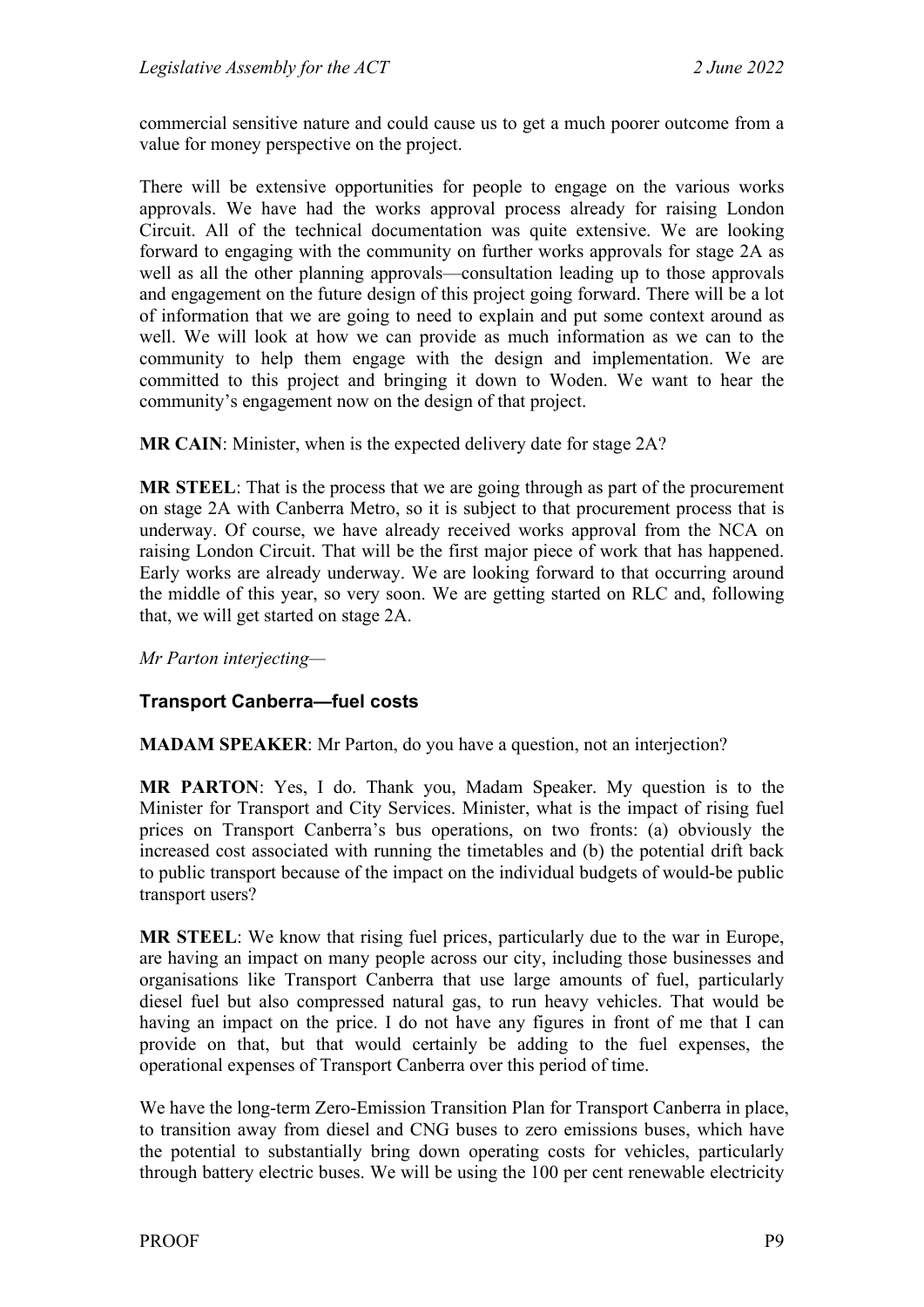commercial sensitive nature and could cause us to get a much poorer outcome from a value for money perspective on the project.

There will be extensive opportunities for people to engage on the various works approvals. We have had the works approval process already for raising London Circuit. All of the technical documentation was quite extensive. We are looking forward to engaging with the community on further works approvals for stage 2A as well as all the other planning approvals—consultation leading up to those approvals and engagement on the future design of this project going forward. There will be a lot of information that we are going to need to explain and put some context around as well. We will look at how we can provide as much information as we can to the community to help them engage with the design and implementation. We are committed to this project and bringing it down to Woden. We want to hear the community's engagement now on the design of that project.

**MR CAIN**: Minister, when is the expected delivery date for stage 2A?

**MR STEEL**: That is the process that we are going through as part of the procurement on stage 2A with Canberra Metro, so it is subject to that procurement process that is underway. Of course, we have already received works approval from the NCA on raising London Circuit. That will be the first major piece of work that has happened. Early works are already underway. We are looking forward to that occurring around the middle of this year, so very soon. We are getting started on RLC and, following that, we will get started on stage 2A.

*Mr Parton interjecting*—

### Transport Canberra—fuel costs

**MADAM SPEAKER**: Mr Parton, do you have a question, not an interjection?

**MR PARTON**: Yes, I do. Thank you, Madam Speaker. My question is to the Minister for Transport and City Services. Minister, what is the impact of rising fuel prices on Transport Canberra's bus operations, on two fronts: (a) obviously the increased cost associated with running the timetables and (b) the potential drift back to public transport because of the impact on the individual budgets of would-be public transport users?

**MR STEEL**: We know that rising fuel prices, particularly due to the war in Europe, are having an impact on many people across our city, including those businesses and organisations like Transport Canberra that use large amounts of fuel, particularly diesel fuel but also compressed natural gas, to run heavy vehicles. That would be having an impact on the price. I do not have any figures in front of me that I can provide on that, but that would certainly be adding to the fuel expenses, the operational expenses of Transport Canberra over this period of time.

We have the long-term Zero-Emission Transition Plan for Transport Canberra in place, to transition away from diesel and CNG buses to zero emissions buses, which have the potential to substantially bring down operating costs for vehicles, particularly through battery electric buses. We will be using the 100 per cent renewable electricity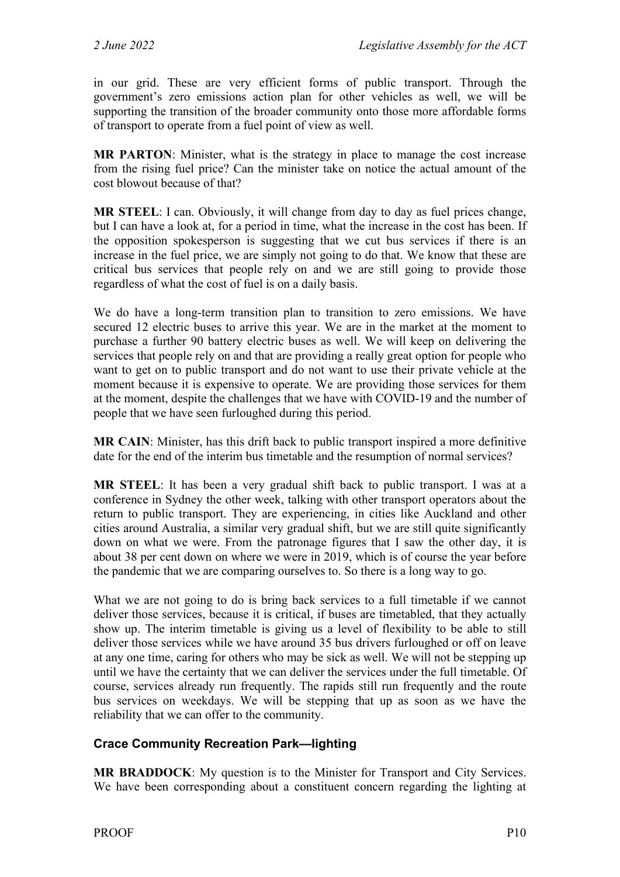in our grid. These are very efficient forms of public transport. Through the government's zero emissions action plan for other vehicles as well, we will be supporting the transition of the broader community onto those more affordable forms of transport to operate from a fuel point of view as well.

**MR PARTON**: Minister, what is the strategy in place to manage the cost increase from the rising fuel price? Can the minister take on notice the actual amount of the cost blowout because of that?

**MR STEEL**: I can. Obviously, it will change from day to day as fuel prices change, but I can have a look at, for a period in time, what the increase in the cost has been. If the opposition spokesperson is suggesting that we cut bus services if there is an increase in the fuel price, we are simply not going to do that. We know that these are critical bus services that people rely on and we are still going to provide those regardless of what the cost of fuel is on a daily basis.

We do have a long-term transition plan to transition to zero emissions. We have secured 12 electric buses to arrive this year. We are in the market at the moment to purchase a further 90 battery electric buses as well. We will keep on delivering the services that people rely on and that are providing a really great option for people who want to get on to public transport and do not want to use their private vehicle at the moment because it is expensive to operate. We are providing those services for them at the moment, despite the challenges that we have with COVID-19 and the number of people that we have seen furloughed during this period.

**MR CAIN**: Minister, has this drift back to public transport inspired a more definitive date for the end of the interim bus timetable and the resumption of normal services?

**MR STEEL**: It has been a very gradual shift back to public transport. I was at a conference in Sydney the other week, talking with other transport operators about the return to public transport. They are experiencing, in cities like Auckland and other cities around Australia, a similar very gradual shift, but we are still quite significantly down on what we were. From the patronage figures that I saw the other day, it is about 38 per cent down on where we were in 2019, which is of course the year before the pandemic that we are comparing ourselves to. So there is a long way to go.

What we are not going to do is bring back services to a full timetable if we cannot deliver those services, because it is critical, if buses are timetabled, that they actually show up. The interim timetable is giving us a level of flexibility to be able to still deliver those services while we have around 35 bus drivers furloughed or off on leave at any one time, caring for others who may be sick as well. We will not be stepping up until we have the certainty that we can deliver the services under the full timetable. Of course, services already run frequently. The rapids still run frequently and the route bus services on weekdays. We will be stepping that up as soon as we have the reliability that we can offer to the community.

### Crace Community Recreation Park—lighting

**MR BRADDOCK**: My question is to the Minister for Transport and City Services. We have been corresponding about a constituent concern regarding the lighting at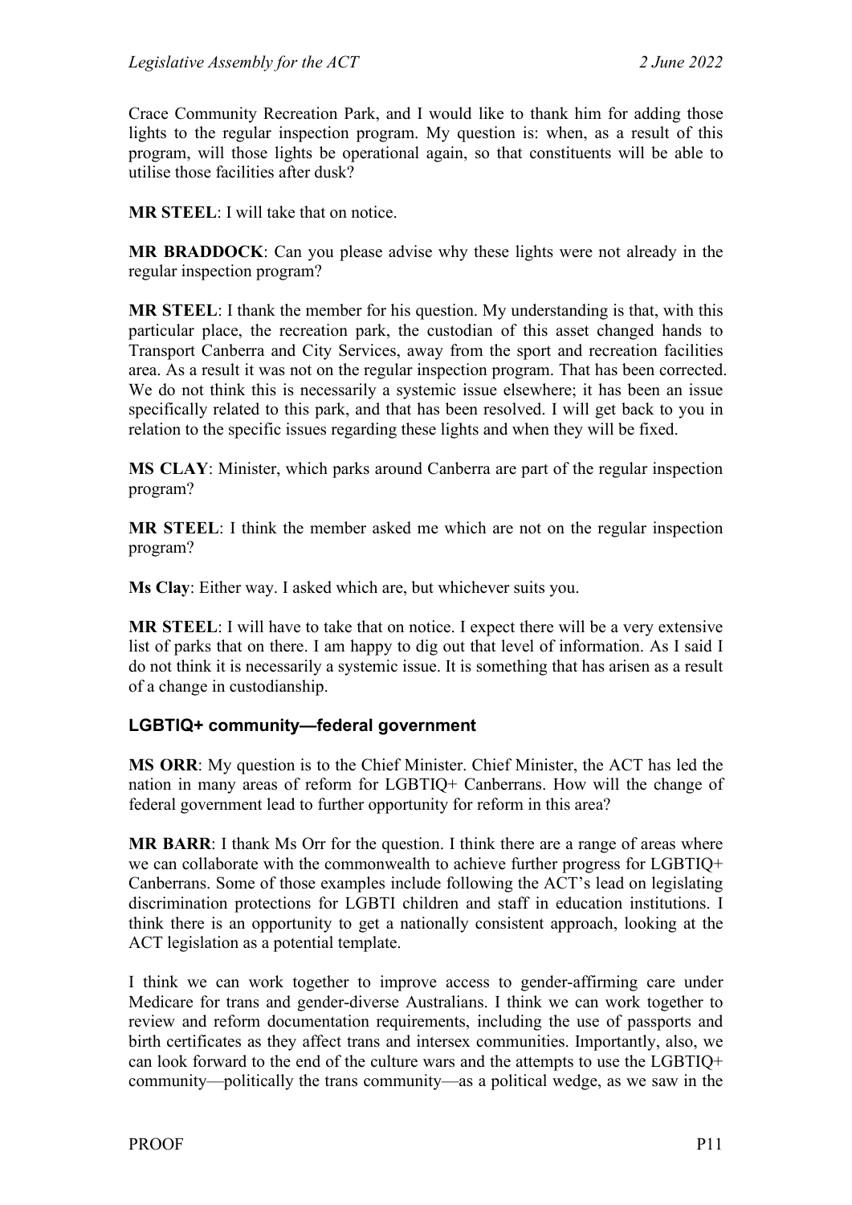Crace Community Recreation Park, and I would like to thank him for adding those lights to the regular inspection program. My question is: when, as a result of this program, will those lights be operational again, so that constituents will be able to utilise those facilities after dusk?

**MR STEEL**: I will take that on notice.

**MR BRADDOCK**: Can you please advise why these lights were not already in the regular inspection program?

**MR STEEL**: I thank the member for his question. My understanding is that, with this particular place, the recreation park, the custodian of this asset changed hands to Transport Canberra and City Services, away from the sport and recreation facilities area. As a result it was not on the regular inspection program. That has been corrected. We do not think this is necessarily a systemic issue elsewhere; it has been an issue specifically related to this park, and that has been resolved. I will get back to you in relation to the specific issues regarding these lights and when they will be fixed.

**MS CLAY**: Minister, which parks around Canberra are part of the regular inspection program?

**MR STEEL**: I think the member asked me which are not on the regular inspection program?

**Ms Clay**: Either way. I asked which are, but whichever suits you.

**MR STEEL**: I will have to take that on notice. I expect there will be a very extensive list of parks that on there. I am happy to dig out that level of information. As I said I do not think it is necessarily a systemic issue. It is something that has arisen as a result of a change in custodianship.

### LGBTIQ+ community—federal government

**MS ORR**: My question is to the Chief Minister. Chief Minister, the ACT has led the nation in many areas of reform for LGBTIQ+ Canberrans. How will the change of federal government lead to further opportunity for reform in this area?

**MR BARR**: I thank Ms Orr for the question. I think there are a range of areas where we can collaborate with the commonwealth to achieve further progress for LGBTIQ+ Canberrans. Some of those examples include following the ACT's lead on legislating discrimination protections for LGBTI children and staff in education institutions. I think there is an opportunity to get a nationally consistent approach, looking at the ACT legislation as a potential template.

I think we can work together to improve access to gender-affirming care under Medicare for trans and gender-diverse Australians. I think we can work together to review and reform documentation requirements, including the use of passports and birth certificates as they affect trans and intersex communities. Importantly, also, we can look forward to the end of the culture wars and the attempts to use the LGBTIQ+ community—politically the trans community—as a political wedge, as we saw in the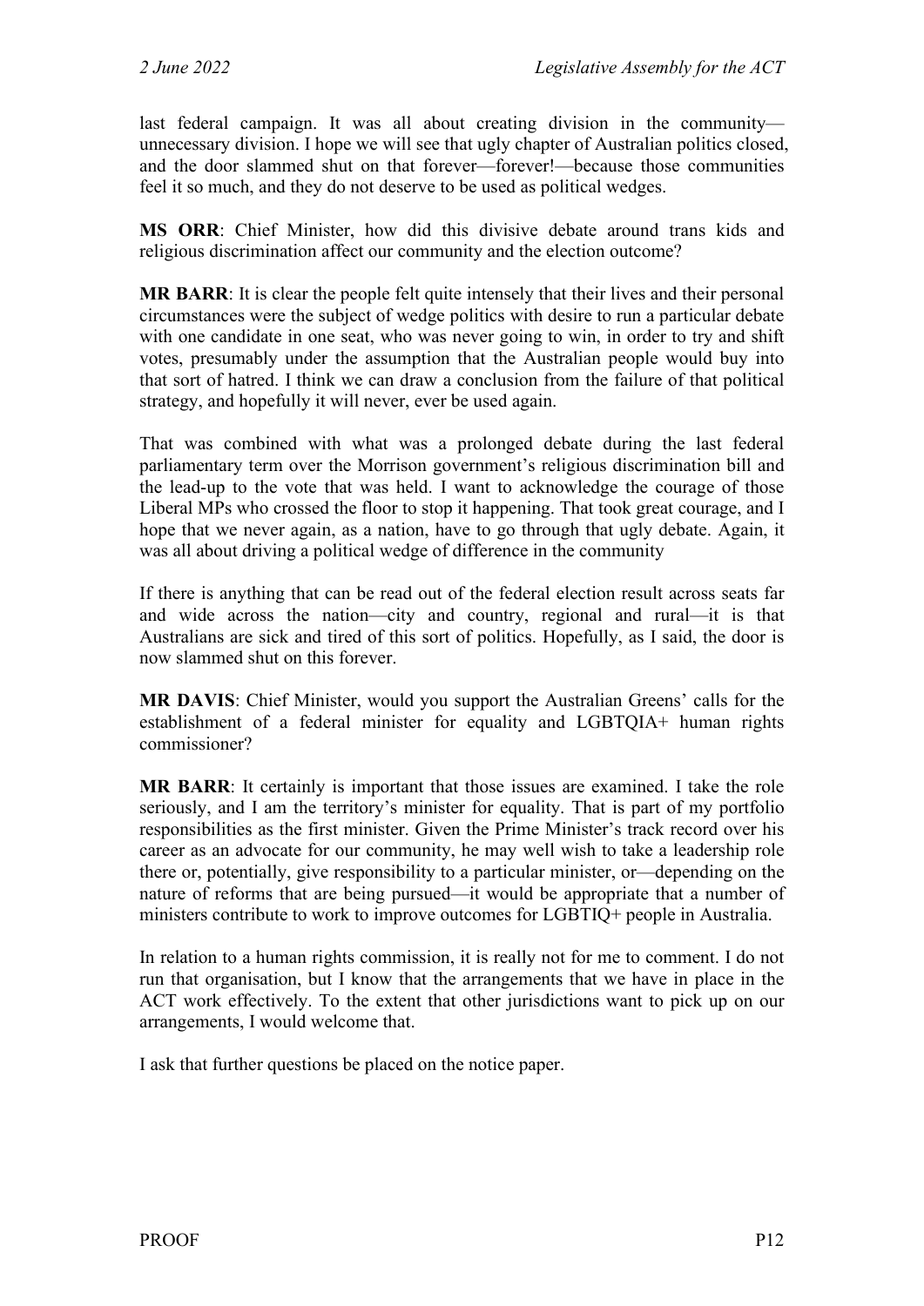last federal campaign. It was all about creating division in the community—unnecessary division. I hope we will see that ugly chapter of Australian politics closed, and the door slammed shut on that forever—forever!—because those communities feel it so much, and they do not deserve to be used as political wedges.

**MS ORR**: Chief Minister, how did this divisive debate around trans kids and religious discrimination affect our community and the election outcome?

**MR BARR**: It is clear the people felt quite intensely that their lives and their personal circumstances were the subject of wedge politics with desire to run a particular debate with one candidate in one seat, who was never going to win, in order to try and shift votes, presumably under the assumption that the Australian people would buy into that sort of hatred. I think we can draw a conclusion from the failure of that political strategy, and hopefully it will never, ever be used again.

That was combined with what was a prolonged debate during the last federal parliamentary term over the Morrison government's religious discrimination bill and the lead-up to the vote that was held. I want to acknowledge the courage of those Liberal MPs who crossed the floor to stop it happening. That took great courage, and I hope that we never again, as a nation, have to go through that ugly debate. Again, it was all about driving a political wedge of difference in the community

If there is anything that can be read out of the federal election result across seats far and wide across the nation—city and country, regional and rural—it is that Australians are sick and tired of this sort of politics. Hopefully, as I said, the door is now slammed shut on this forever.

**MR DAVIS**: Chief Minister, would you support the Australian Greens' calls for the establishment of a federal minister for equality and LGBTQIA+ human rights commissioner?

**MR BARR**: It certainly is important that those issues are examined. I take the role seriously, and I am the territory's minister for equality. That is part of my portfolio responsibilities as the first minister. Given the Prime Minister's track record over his career as an advocate for our community, he may well wish to take a leadership role there or, potentially, give responsibility to a particular minister, or—depending on the nature of reforms that are being pursued—it would be appropriate that a number of ministers contribute to work to improve outcomes for LGBTIQ+ people in Australia.

In relation to a human rights commission, it is really not for me to comment. I do not run that organisation, but I know that the arrangements that we have in place in the ACT work effectively. To the extent that other jurisdictions want to pick up on our arrangements, I would welcome that.

I ask that further questions be placed on the notice paper.